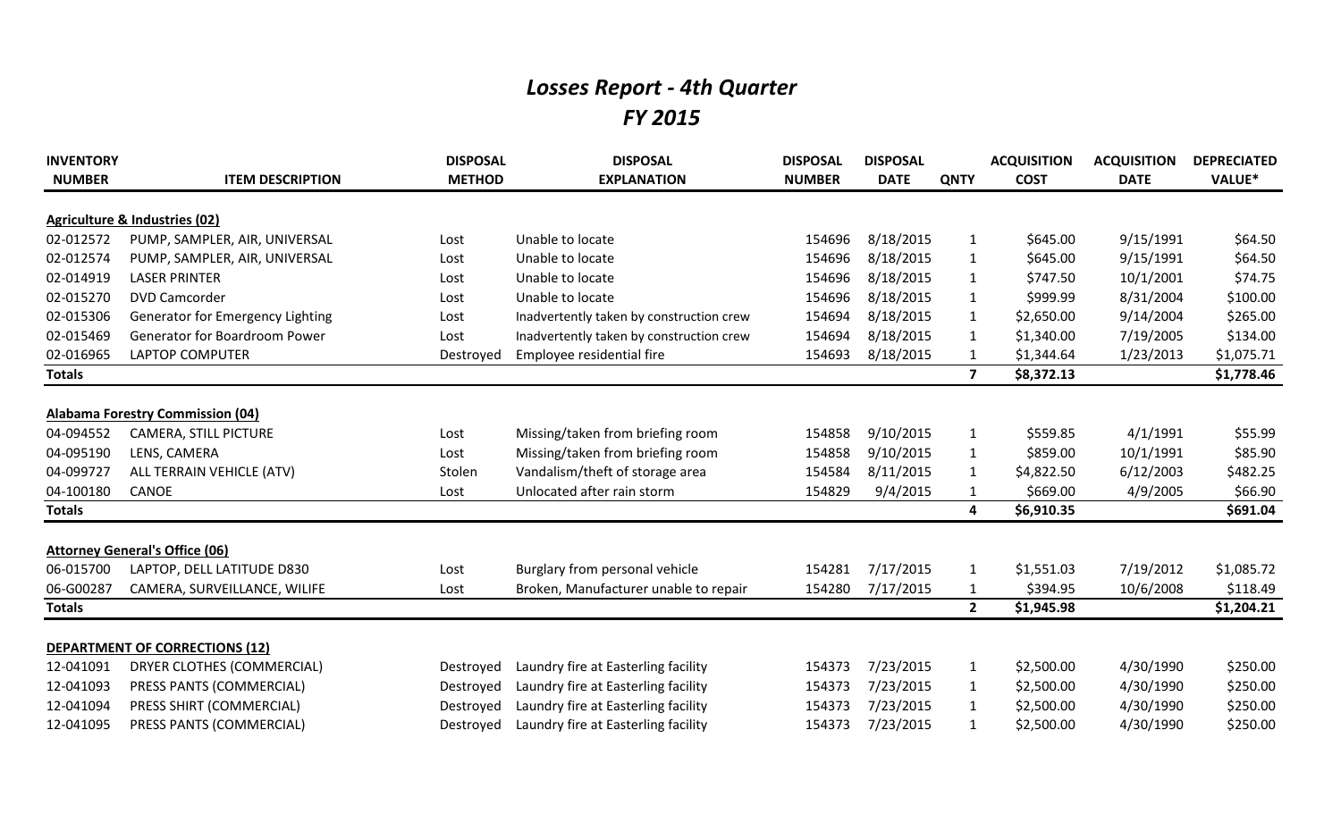# *Losses Report - 4th Quarter*
## *FY 2015*

| INVENTORY NUMBER | ITEM DESCRIPTION | DISPOSAL METHOD | DISPOSAL EXPLANATION | DISPOSAL NUMBER | DISPOSAL DATE | QNTY | ACQUISITION COST | ACQUISITION DATE | DEPRECIATED VALUE* |
|---|---|---|---|---|---|---|---|---|---|
| **Agriculture & Industries (02)** | | | | | | | | | |
| 02-012572 | PUMP, SAMPLER, AIR, UNIVERSAL | Lost | Unable to locate | 154696 | 8/18/2015 | 1 | $645.00 | 9/15/1991 | $64.50 |
| 02-012574 | PUMP, SAMPLER, AIR, UNIVERSAL | Lost | Unable to locate | 154696 | 8/18/2015 | 1 | $645.00 | 9/15/1991 | $64.50 |
| 02-014919 | LASER PRINTER | Lost | Unable to locate | 154696 | 8/18/2015 | 1 | $747.50 | 10/1/2001 | $74.75 |
| 02-015270 | DVD Camcorder | Lost | Unable to locate | 154696 | 8/18/2015 | 1 | $999.99 | 8/31/2004 | $100.00 |
| 02-015306 | Generator for Emergency Lighting | Lost | Inadvertently taken by construction crew | 154694 | 8/18/2015 | 1 | $2,650.00 | 9/14/2004 | $265.00 |
| 02-015469 | Generator for Boardroom Power | Lost | Inadvertently taken by construction crew | 154694 | 8/18/2015 | 1 | $1,340.00 | 7/19/2005 | $134.00 |
| 02-016965 | LAPTOP COMPUTER | Destroyed | Employee residential fire | 154693 | 8/18/2015 | 1 | $1,344.64 | 1/23/2013 | $1,075.71 |
| **Totals** | | | | | | **7** | **$8,372.13** | | **$1,778.46** |
| **Alabama Forestry Commission (04)** | | | | | | | | | |
| 04-094552 | CAMERA, STILL PICTURE | Lost | Missing/taken from briefing room | 154858 | 9/10/2015 | 1 | $559.85 | 4/1/1991 | $55.99 |
| 04-095190 | LENS, CAMERA | Lost | Missing/taken from briefing room | 154858 | 9/10/2015 | 1 | $859.00 | 10/1/1991 | $85.90 |
| 04-099727 | ALL TERRAIN VEHICLE (ATV) | Stolen | Vandalism/theft of storage area | 154584 | 8/11/2015 | 1 | $4,822.50 | 6/12/2003 | $482.25 |
| 04-100180 | CANOE | Lost | Unlocated after rain storm | 154829 | 9/4/2015 | 1 | $669.00 | 4/9/2005 | $66.90 |
| **Totals** | | | | | | **4** | **$6,910.35** | | **$691.04** |
| **Attorney General's Office (06)** | | | | | | | | | |
| 06-015700 | LAPTOP, DELL LATITUDE D830 | Lost | Burglary from personal vehicle | 154281 | 7/17/2015 | 1 | $1,551.03 | 7/19/2012 | $1,085.72 |
| 06-G00287 | CAMERA, SURVEILLANCE, WILIFE | Lost | Broken, Manufacturer unable to repair | 154280 | 7/17/2015 | 1 | $394.95 | 10/6/2008 | $118.49 |
| **Totals** | | | | | | **2** | **$1,945.98** | | **$1,204.21** |
| **DEPARTMENT OF CORRECTIONS (12)** | | | | | | | | | |
| 12-041091 | DRYER CLOTHES (COMMERCIAL) | Destroyed | Laundry fire at Easterling facility | 154373 | 7/23/2015 | 1 | $2,500.00 | 4/30/1990 | $250.00 |
| 12-041093 | PRESS PANTS (COMMERCIAL) | Destroyed | Laundry fire at Easterling facility | 154373 | 7/23/2015 | 1 | $2,500.00 | 4/30/1990 | $250.00 |
| 12-041094 | PRESS SHIRT (COMMERCIAL) | Destroyed | Laundry fire at Easterling facility | 154373 | 7/23/2015 | 1 | $2,500.00 | 4/30/1990 | $250.00 |
| 12-041095 | PRESS PANTS (COMMERCIAL) | Destroyed | Laundry fire at Easterling facility | 154373 | 7/23/2015 | 1 | $2,500.00 | 4/30/1990 | $250.00 |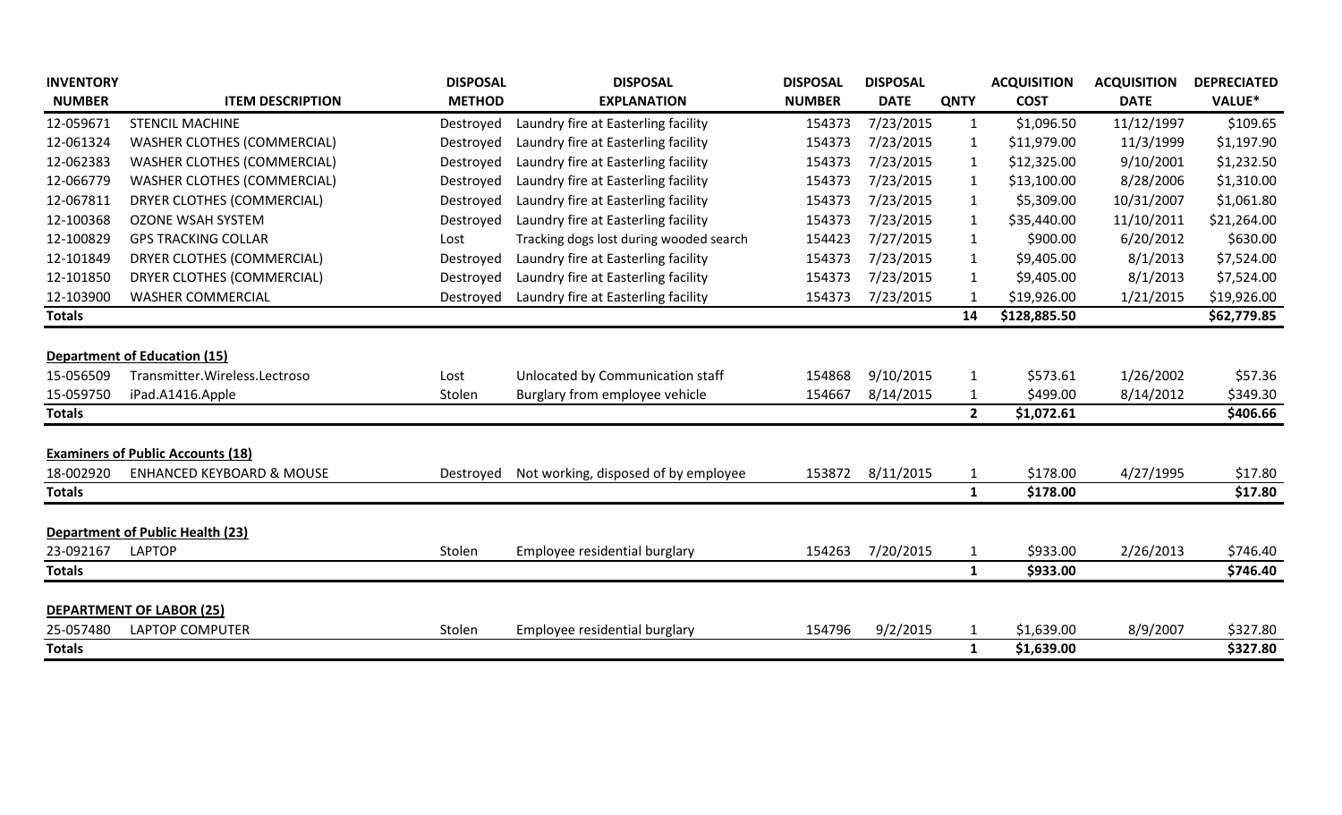| INVENTORY NUMBER | ITEM DESCRIPTION | DISPOSAL METHOD | DISPOSAL EXPLANATION | DISPOSAL NUMBER | DISPOSAL DATE | QNTY | ACQUISITION COST | ACQUISITION DATE | DEPRECIATED VALUE* |
|---|---|---|---|---|---|---|---|---|---|
| 12-059671 | STENCIL MACHINE | Destroyed | Laundry fire at Easterling facility | 154373 | 7/23/2015 | 1 | $1,096.50 | 11/12/1997 | $109.65 |
| 12-061324 | WASHER CLOTHES (COMMERCIAL) | Destroyed | Laundry fire at Easterling facility | 154373 | 7/23/2015 | 1 | $11,979.00 | 11/3/1999 | $1,197.90 |
| 12-062383 | WASHER CLOTHES (COMMERCIAL) | Destroyed | Laundry fire at Easterling facility | 154373 | 7/23/2015 | 1 | $12,325.00 | 9/10/2001 | $1,232.50 |
| 12-066779 | WASHER CLOTHES (COMMERCIAL) | Destroyed | Laundry fire at Easterling facility | 154373 | 7/23/2015 | 1 | $13,100.00 | 8/28/2006 | $1,310.00 |
| 12-067811 | DRYER CLOTHES (COMMERCIAL) | Destroyed | Laundry fire at Easterling facility | 154373 | 7/23/2015 | 1 | $5,309.00 | 10/31/2007 | $1,061.80 |
| 12-100368 | OZONE WSAH SYSTEM | Destroyed | Laundry fire at Easterling facility | 154373 | 7/23/2015 | 1 | $35,440.00 | 11/10/2011 | $21,264.00 |
| 12-100829 | GPS TRACKING COLLAR | Lost | Tracking dogs lost during wooded search | 154423 | 7/27/2015 | 1 | $900.00 | 6/20/2012 | $630.00 |
| 12-101849 | DRYER CLOTHES (COMMERCIAL) | Destroyed | Laundry fire at Easterling facility | 154373 | 7/23/2015 | 1 | $9,405.00 | 8/1/2013 | $7,524.00 |
| 12-101850 | DRYER CLOTHES (COMMERCIAL) | Destroyed | Laundry fire at Easterling facility | 154373 | 7/23/2015 | 1 | $9,405.00 | 8/1/2013 | $7,524.00 |
| 12-103900 | WASHER COMMERCIAL | Destroyed | Laundry fire at Easterling facility | 154373 | 7/23/2015 | 1 | $19,926.00 | 1/21/2015 | $19,926.00 |
| **Totals** | | | | | | **14** | **$128,885.50** | | **$62,779.85** |
| | | | | | | | | | |
| **Department of Education (15)** | | | | | | | | | |
| 15-056509 | Transmitter.Wireless.Lectroso | Lost | Unlocated by Communication staff | 154868 | 9/10/2015 | 1 | $573.61 | 1/26/2002 | $57.36 |
| 15-059750 | iPad.A1416.Apple | Stolen | Burglary from employee vehicle | 154667 | 8/14/2015 | 1 | $499.00 | 8/14/2012 | $349.30 |
| **Totals** | | | | | | **2** | **$1,072.61** | | **$406.66** |
| | | | | | | | | | |
| **Examiners of Public Accounts (18)** | | | | | | | | | |
| 18-002920 | ENHANCED KEYBOARD & MOUSE | Destroyed | Not working, disposed of by employee | 153872 | 8/11/2015 | 1 | $178.00 | 4/27/1995 | $17.80 |
| **Totals** | | | | | | **1** | **$178.00** | | **$17.80** |
| | | | | | | | | | |
| **Department of Public Health (23)** | | | | | | | | | |
| 23-092167 | LAPTOP | Stolen | Employee residential burglary | 154263 | 7/20/2015 | 1 | $933.00 | 2/26/2013 | $746.40 |
| **Totals** | | | | | | **1** | **$933.00** | | **$746.40** |
| | | | | | | | | | |
| **DEPARTMENT OF LABOR (25)** | | | | | | | | | |
| 25-057480 | LAPTOP COMPUTER | Stolen | Employee residential burglary | 154796 | 9/2/2015 | 1 | $1,639.00 | 8/9/2007 | $327.80 |
| **Totals** | | | | | | **1** | **$1,639.00** | | **$327.80** |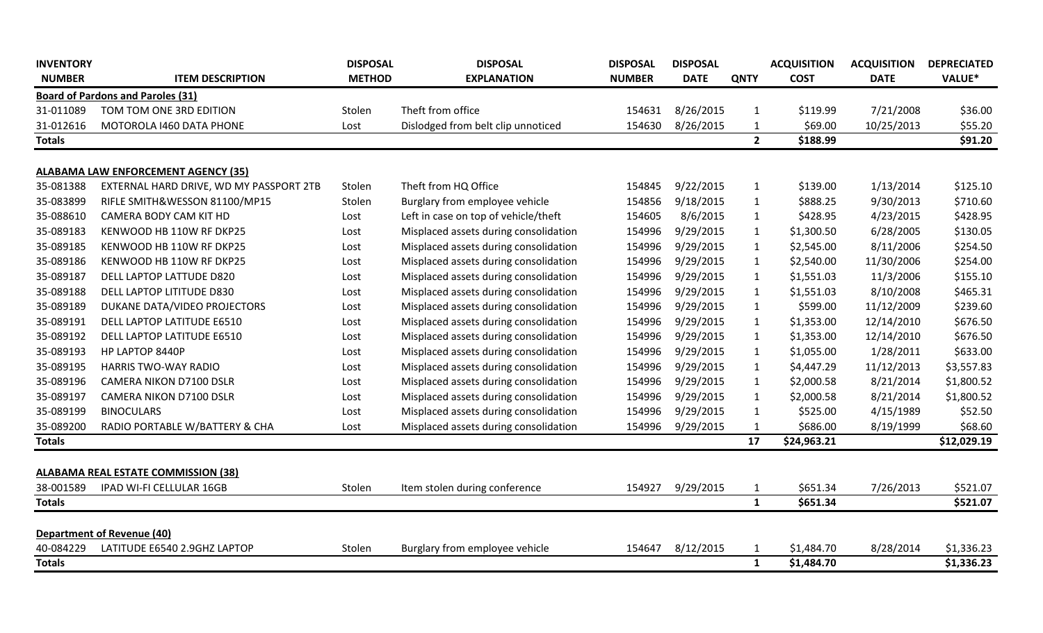| INVENTORY NUMBER | ITEM DESCRIPTION | DISPOSAL METHOD | DISPOSAL EXPLANATION | DISPOSAL NUMBER | DISPOSAL DATE | QNTY | ACQUISITION COST | ACQUISITION DATE | DEPRECIATED VALUE* |
|---|---|---|---|---|---|---|---|---|---|
| **Board of Pardons and Paroles (31)** | | | | | | | | | |
| 31-011089 | TOM TOM ONE 3RD EDITION | Stolen | Theft from office | 154631 | 8/26/2015 | 1 | $119.99 | 7/21/2008 | $36.00 |
| 31-012616 | MOTOROLA I460 DATA PHONE | Lost | Dislodged from belt clip unnoticed | 154630 | 8/26/2015 | 1 | $69.00 | 10/25/2013 | $55.20 |
| **Totals** | | | | | | **2** | **$188.99** | | **$91.20** |
| **ALABAMA LAW ENFORCEMENT AGENCY (35)** | | | | | | | | | |
| 35-081388 | EXTERNAL HARD DRIVE, WD MY PASSPORT 2TB | Stolen | Theft from HQ Office | 154845 | 9/22/2015 | 1 | $139.00 | 1/13/2014 | $125.10 |
| 35-083899 | RIFLE SMITH&WESSON 81100/MP15 | Stolen | Burglary from employee vehicle | 154856 | 9/18/2015 | 1 | $888.25 | 9/30/2013 | $710.60 |
| 35-088610 | CAMERA BODY CAM KIT HD | Lost | Left in case on top of vehicle/theft | 154605 | 8/6/2015 | 1 | $428.95 | 4/23/2015 | $428.95 |
| 35-089183 | KENWOOD HB 110W RF DKP25 | Lost | Misplaced assets during consolidation | 154996 | 9/29/2015 | 1 | $1,300.50 | 6/28/2005 | $130.05 |
| 35-089185 | KENWOOD HB 110W RF DKP25 | Lost | Misplaced assets during consolidation | 154996 | 9/29/2015 | 1 | $2,545.00 | 8/11/2006 | $254.50 |
| 35-089186 | KENWOOD HB 110W RF DKP25 | Lost | Misplaced assets during consolidation | 154996 | 9/29/2015 | 1 | $2,540.00 | 11/30/2006 | $254.00 |
| 35-089187 | DELL LAPTOP LATTUDE D820 | Lost | Misplaced assets during consolidation | 154996 | 9/29/2015 | 1 | $1,551.03 | 11/3/2006 | $155.10 |
| 35-089188 | DELL LAPTOP LITITUDE D830 | Lost | Misplaced assets during consolidation | 154996 | 9/29/2015 | 1 | $1,551.03 | 8/10/2008 | $465.31 |
| 35-089189 | DUKANE DATA/VIDEO PROJECTORS | Lost | Misplaced assets during consolidation | 154996 | 9/29/2015 | 1 | $599.00 | 11/12/2009 | $239.60 |
| 35-089191 | DELL LAPTOP LATITUDE E6510 | Lost | Misplaced assets during consolidation | 154996 | 9/29/2015 | 1 | $1,353.00 | 12/14/2010 | $676.50 |
| 35-089192 | DELL LAPTOP LATITUDE E6510 | Lost | Misplaced assets during consolidation | 154996 | 9/29/2015 | 1 | $1,353.00 | 12/14/2010 | $676.50 |
| 35-089193 | HP LAPTOP 8440P | Lost | Misplaced assets during consolidation | 154996 | 9/29/2015 | 1 | $1,055.00 | 1/28/2011 | $633.00 |
| 35-089195 | HARRIS TWO-WAY RADIO | Lost | Misplaced assets during consolidation | 154996 | 9/29/2015 | 1 | $4,447.29 | 11/12/2013 | $3,557.83 |
| 35-089196 | CAMERA NIKON D7100 DSLR | Lost | Misplaced assets during consolidation | 154996 | 9/29/2015 | 1 | $2,000.58 | 8/21/2014 | $1,800.52 |
| 35-089197 | CAMERA NIKON D7100 DSLR | Lost | Misplaced assets during consolidation | 154996 | 9/29/2015 | 1 | $2,000.58 | 8/21/2014 | $1,800.52 |
| 35-089199 | BINOCULARS | Lost | Misplaced assets during consolidation | 154996 | 9/29/2015 | 1 | $525.00 | 4/15/1989 | $52.50 |
| 35-089200 | RADIO PORTABLE W/BATTERY & CHA | Lost | Misplaced assets during consolidation | 154996 | 9/29/2015 | 1 | $686.00 | 8/19/1999 | $68.60 |
| **Totals** | | | | | | **17** | **$24,963.21** | | **$12,029.19** |
| **ALABAMA REAL ESTATE COMMISSION (38)** | | | | | | | | | |
| 38-001589 | IPAD WI-FI CELLULAR 16GB | Stolen | Item stolen during conference | 154927 | 9/29/2015 | 1 | $651.34 | 7/26/2013 | $521.07 |
| **Totals** | | | | | | **1** | **$651.34** | | **$521.07** |
| **Department of Revenue (40)** | | | | | | | | | |
| 40-084229 | LATITUDE E6540 2.9GHZ LAPTOP | Stolen | Burglary from employee vehicle | 154647 | 8/12/2015 | 1 | $1,484.70 | 8/28/2014 | $1,336.23 |
| **Totals** | | | | | | **1** | **$1,484.70** | | **$1,336.23** |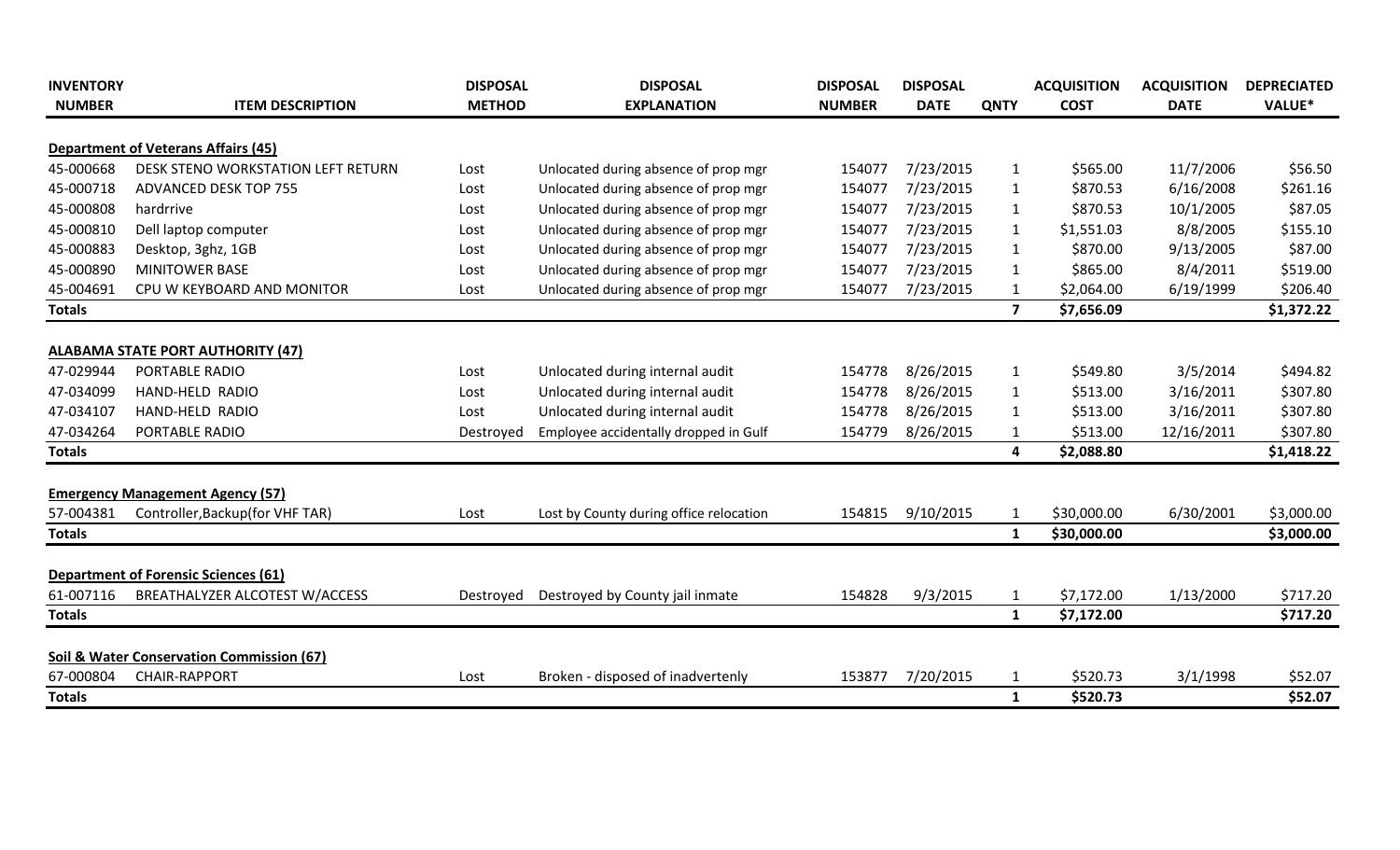| INVENTORY NUMBER | ITEM DESCRIPTION | DISPOSAL METHOD | DISPOSAL EXPLANATION | DISPOSAL NUMBER | DISPOSAL DATE | QNTY | ACQUISITION COST | ACQUISITION DATE | DEPRECIATED VALUE* |
|---|---|---|---|---|---|---|---|---|---|
| **Department of Veterans Affairs (45)** | | | | | | | | | |
| 45-000668 | DESK STENO WORKSTATION LEFT RETURN | Lost | Unlocated during absence of prop mgr | 154077 | 7/23/2015 | 1 | $565.00 | 11/7/2006 | $56.50 |
| 45-000718 | ADVANCED DESK TOP 755 | Lost | Unlocated during absence of prop mgr | 154077 | 7/23/2015 | 1 | $870.53 | 6/16/2008 | $261.16 |
| 45-000808 | hardrrive | Lost | Unlocated during absence of prop mgr | 154077 | 7/23/2015 | 1 | $870.53 | 10/1/2005 | $87.05 |
| 45-000810 | Dell laptop computer | Lost | Unlocated during absence of prop mgr | 154077 | 7/23/2015 | 1 | $1,551.03 | 8/8/2005 | $155.10 |
| 45-000883 | Desktop, 3ghz, 1GB | Lost | Unlocated during absence of prop mgr | 154077 | 7/23/2015 | 1 | $870.00 | 9/13/2005 | $87.00 |
| 45-000890 | MINITOWER BASE | Lost | Unlocated during absence of prop mgr | 154077 | 7/23/2015 | 1 | $865.00 | 8/4/2011 | $519.00 |
| 45-004691 | CPU W KEYBOARD AND MONITOR | Lost | Unlocated during absence of prop mgr | 154077 | 7/23/2015 | 1 | $2,064.00 | 6/19/1999 | $206.40 |
| **Totals** | | | | | | **7** | **$7,656.09** | | **$1,372.22** |
| **ALABAMA STATE PORT AUTHORITY (47)** | | | | | | | | | |
| 47-029944 | PORTABLE RADIO | Lost | Unlocated during internal audit | 154778 | 8/26/2015 | 1 | $549.80 | 3/5/2014 | $494.82 |
| 47-034099 | HAND-HELD RADIO | Lost | Unlocated during internal audit | 154778 | 8/26/2015 | 1 | $513.00 | 3/16/2011 | $307.80 |
| 47-034107 | HAND-HELD RADIO | Lost | Unlocated during internal audit | 154778 | 8/26/2015 | 1 | $513.00 | 3/16/2011 | $307.80 |
| 47-034264 | PORTABLE RADIO | Destroyed | Employee accidentally dropped in Gulf | 154779 | 8/26/2015 | 1 | $513.00 | 12/16/2011 | $307.80 |
| **Totals** | | | | | | **4** | **$2,088.80** | | **$1,418.22** |
| **Emergency Management Agency (57)** | | | | | | | | | |
| 57-004381 | Controller,Backup(for VHF TAR) | Lost | Lost by County during office relocation | 154815 | 9/10/2015 | 1 | $30,000.00 | 6/30/2001 | $3,000.00 |
| **Totals** | | | | | | **1** | **$30,000.00** | | **$3,000.00** |
| **Department of Forensic Sciences (61)** | | | | | | | | | |
| 61-007116 | BREATHALYZER ALCOTEST W/ACCESS | Destroyed | Destroyed by County jail inmate | 154828 | 9/3/2015 | 1 | $7,172.00 | 1/13/2000 | $717.20 |
| **Totals** | | | | | | **1** | **$7,172.00** | | **$717.20** |
| **Soil & Water Conservation Commission (67)** | | | | | | | | | |
| 67-000804 | CHAIR-RAPPORT | Lost | Broken - disposed of inadvertenly | 153877 | 7/20/2015 | 1 | $520.73 | 3/1/1998 | $52.07 |
| **Totals** | | | | | | **1** | **$520.73** | | **$52.07** |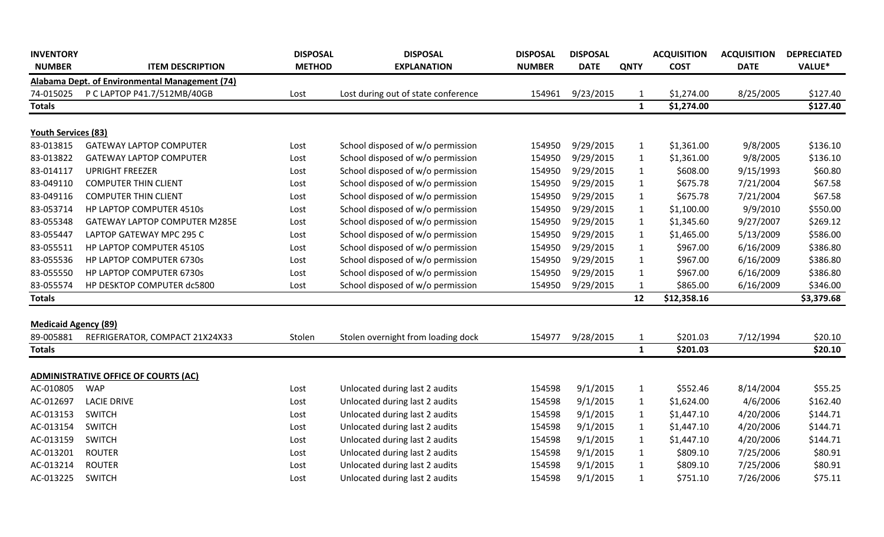| INVENTORY NUMBER | ITEM DESCRIPTION | DISPOSAL METHOD | DISPOSAL EXPLANATION | DISPOSAL NUMBER | DISPOSAL DATE | QNTY | ACQUISITION COST | ACQUISITION DATE | DEPRECIATED VALUE* |
|---|---|---|---|---|---|---|---|---|---|
| **Alabama Dept. of Environmental Management (74)** | | | | | | | | | |
| 74-015025 | P C LAPTOP P41.7/512MB/40GB | Lost | Lost during out of state conference | 154961 | 9/23/2015 | 1 | $1,274.00 | 8/25/2005 | $127.40 |
| **Totals** | | | | | | **1** | **$1,274.00** | | **$127.40** |
| **Youth Services (83)** | | | | | | | | | |
| 83-013815 | GATEWAY LAPTOP COMPUTER | Lost | School disposed of w/o permission | 154950 | 9/29/2015 | 1 | $1,361.00 | 9/8/2005 | $136.10 |
| 83-013822 | GATEWAY LAPTOP COMPUTER | Lost | School disposed of w/o permission | 154950 | 9/29/2015 | 1 | $1,361.00 | 9/8/2005 | $136.10 |
| 83-014117 | UPRIGHT FREEZER | Lost | School disposed of w/o permission | 154950 | 9/29/2015 | 1 | $608.00 | 9/15/1993 | $60.80 |
| 83-049110 | COMPUTER THIN CLIENT | Lost | School disposed of w/o permission | 154950 | 9/29/2015 | 1 | $675.78 | 7/21/2004 | $67.58 |
| 83-049116 | COMPUTER THIN CLIENT | Lost | School disposed of w/o permission | 154950 | 9/29/2015 | 1 | $675.78 | 7/21/2004 | $67.58 |
| 83-053714 | HP LAPTOP COMPUTER 4510s | Lost | School disposed of w/o permission | 154950 | 9/29/2015 | 1 | $1,100.00 | 9/9/2010 | $550.00 |
| 83-055348 | GATEWAY LAPTOP COMPUTER M285E | Lost | School disposed of w/o permission | 154950 | 9/29/2015 | 1 | $1,345.60 | 9/27/2007 | $269.12 |
| 83-055447 | LAPTOP GATEWAY MPC 295 C | Lost | School disposed of w/o permission | 154950 | 9/29/2015 | 1 | $1,465.00 | 5/13/2009 | $586.00 |
| 83-055511 | HP LAPTOP COMPUTER 4510S | Lost | School disposed of w/o permission | 154950 | 9/29/2015 | 1 | $967.00 | 6/16/2009 | $386.80 |
| 83-055536 | HP LAPTOP COMPUTER 6730s | Lost | School disposed of w/o permission | 154950 | 9/29/2015 | 1 | $967.00 | 6/16/2009 | $386.80 |
| 83-055550 | HP LAPTOP COMPUTER 6730s | Lost | School disposed of w/o permission | 154950 | 9/29/2015 | 1 | $967.00 | 6/16/2009 | $386.80 |
| 83-055574 | HP DESKTOP COMPUTER dc5800 | Lost | School disposed of w/o permission | 154950 | 9/29/2015 | 1 | $865.00 | 6/16/2009 | $346.00 |
| **Totals** | | | | | | **12** | **$12,358.16** | | **$3,379.68** |
| **Medicaid Agency (89)** | | | | | | | | | |
| 89-005881 | REFRIGERATOR, COMPACT 21X24X33 | Stolen | Stolen overnight from loading dock | 154977 | 9/28/2015 | 1 | $201.03 | 7/12/1994 | $20.10 |
| **Totals** | | | | | | **1** | **$201.03** | | **$20.10** |
| **ADMINISTRATIVE OFFICE OF COURTS (AC)** | | | | | | | | | |
| AC-010805 | WAP | Lost | Unlocated during last 2 audits | 154598 | 9/1/2015 | 1 | $552.46 | 8/14/2004 | $55.25 |
| AC-012697 | LACIE DRIVE | Lost | Unlocated during last 2 audits | 154598 | 9/1/2015 | 1 | $1,624.00 | 4/6/2006 | $162.40 |
| AC-013153 | SWITCH | Lost | Unlocated during last 2 audits | 154598 | 9/1/2015 | 1 | $1,447.10 | 4/20/2006 | $144.71 |
| AC-013154 | SWITCH | Lost | Unlocated during last 2 audits | 154598 | 9/1/2015 | 1 | $1,447.10 | 4/20/2006 | $144.71 |
| AC-013159 | SWITCH | Lost | Unlocated during last 2 audits | 154598 | 9/1/2015 | 1 | $1,447.10 | 4/20/2006 | $144.71 |
| AC-013201 | ROUTER | Lost | Unlocated during last 2 audits | 154598 | 9/1/2015 | 1 | $809.10 | 7/25/2006 | $80.91 |
| AC-013214 | ROUTER | Lost | Unlocated during last 2 audits | 154598 | 9/1/2015 | 1 | $809.10 | 7/25/2006 | $80.91 |
| AC-013225 | SWITCH | Lost | Unlocated during last 2 audits | 154598 | 9/1/2015 | 1 | $751.10 | 7/26/2006 | $75.11 |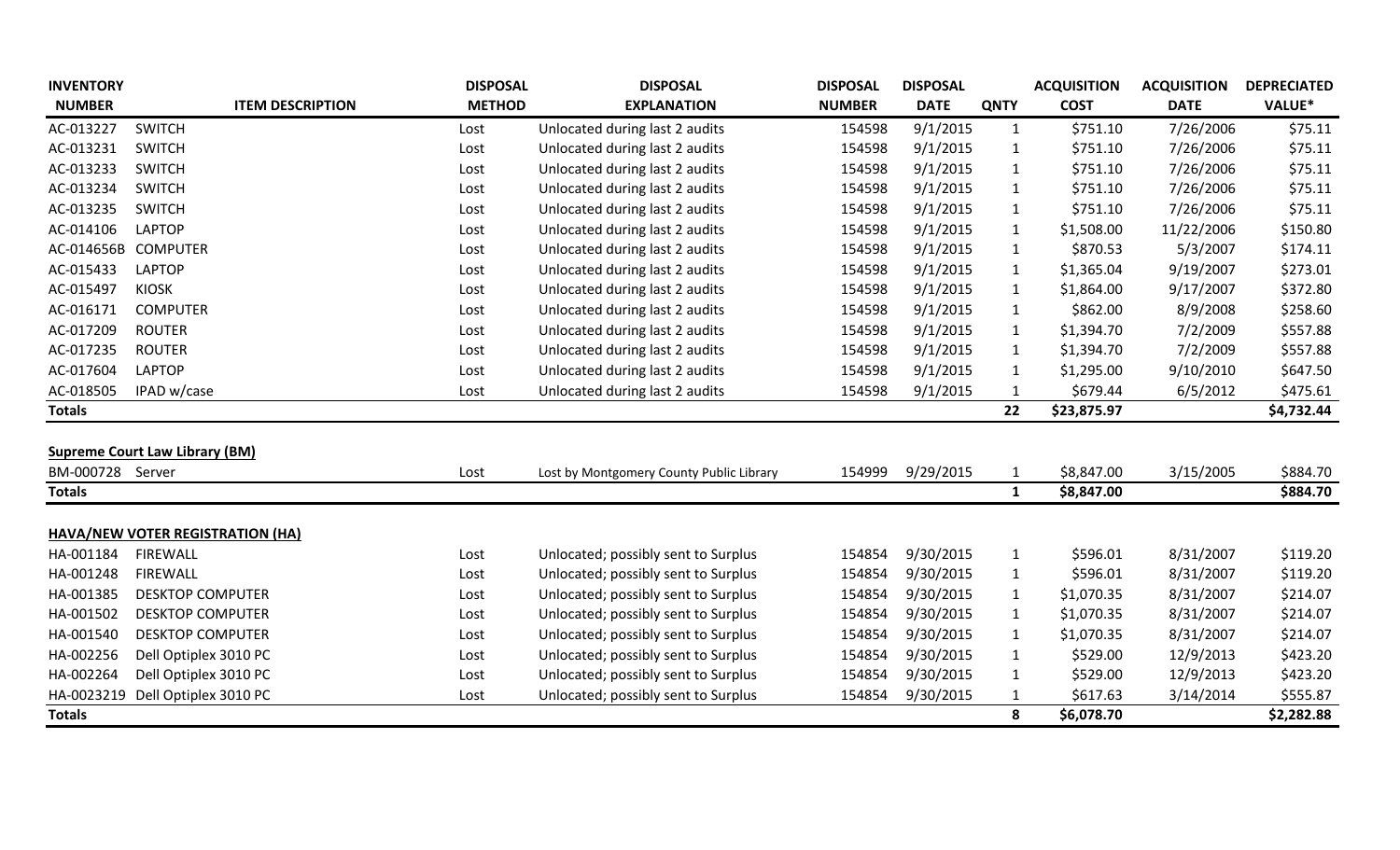| INVENTORY NUMBER | ITEM DESCRIPTION | DISPOSAL METHOD | DISPOSAL EXPLANATION | DISPOSAL NUMBER | DISPOSAL DATE | QNTY | ACQUISITION COST | ACQUISITION DATE | DEPRECIATED VALUE* |
|---|---|---|---|---|---|---|---|---|---|
| AC-013227 | SWITCH | Lost | Unlocated during last 2 audits | 154598 | 9/1/2015 | 1 | $751.10 | 7/26/2006 | $75.11 |
| AC-013231 | SWITCH | Lost | Unlocated during last 2 audits | 154598 | 9/1/2015 | 1 | $751.10 | 7/26/2006 | $75.11 |
| AC-013233 | SWITCH | Lost | Unlocated during last 2 audits | 154598 | 9/1/2015 | 1 | $751.10 | 7/26/2006 | $75.11 |
| AC-013234 | SWITCH | Lost | Unlocated during last 2 audits | 154598 | 9/1/2015 | 1 | $751.10 | 7/26/2006 | $75.11 |
| AC-013235 | SWITCH | Lost | Unlocated during last 2 audits | 154598 | 9/1/2015 | 1 | $751.10 | 7/26/2006 | $75.11 |
| AC-014106 | LAPTOP | Lost | Unlocated during last 2 audits | 154598 | 9/1/2015 | 1 | $1,508.00 | 11/22/2006 | $150.80 |
| AC-014656B | COMPUTER | Lost | Unlocated during last 2 audits | 154598 | 9/1/2015 | 1 | $870.53 | 5/3/2007 | $174.11 |
| AC-015433 | LAPTOP | Lost | Unlocated during last 2 audits | 154598 | 9/1/2015 | 1 | $1,365.04 | 9/19/2007 | $273.01 |
| AC-015497 | KIOSK | Lost | Unlocated during last 2 audits | 154598 | 9/1/2015 | 1 | $1,864.00 | 9/17/2007 | $372.80 |
| AC-016171 | COMPUTER | Lost | Unlocated during last 2 audits | 154598 | 9/1/2015 | 1 | $862.00 | 8/9/2008 | $258.60 |
| AC-017209 | ROUTER | Lost | Unlocated during last 2 audits | 154598 | 9/1/2015 | 1 | $1,394.70 | 7/2/2009 | $557.88 |
| AC-017235 | ROUTER | Lost | Unlocated during last 2 audits | 154598 | 9/1/2015 | 1 | $1,394.70 | 7/2/2009 | $557.88 |
| AC-017604 | LAPTOP | Lost | Unlocated during last 2 audits | 154598 | 9/1/2015 | 1 | $1,295.00 | 9/10/2010 | $647.50 |
| AC-018505 | IPAD w/case | Lost | Unlocated during last 2 audits | 154598 | 9/1/2015 | 1 | $679.44 | 6/5/2012 | $475.61 |
| **Totals** | | | | | | **22** | **$23,875.97** | | **$4,732.44** |
| | | | | | | | | | |
| **Supreme Court Law Library (BM)** | | | | | | | | | |
| BM-000728 | Server | Lost | Lost by Montgomery County Public Library | 154999 | 9/29/2015 | 1 | $8,847.00 | 3/15/2005 | $884.70 |
| **Totals** | | | | | | **1** | **$8,847.00** | | **$884.70** |
| | | | | | | | | | |
| **HAVA/NEW VOTER REGISTRATION (HA)** | | | | | | | | | |
| HA-001184 | FIREWALL | Lost | Unlocated; possibly sent to Surplus | 154854 | 9/30/2015 | 1 | $596.01 | 8/31/2007 | $119.20 |
| HA-001248 | FIREWALL | Lost | Unlocated; possibly sent to Surplus | 154854 | 9/30/2015 | 1 | $596.01 | 8/31/2007 | $119.20 |
| HA-001385 | DESKTOP COMPUTER | Lost | Unlocated; possibly sent to Surplus | 154854 | 9/30/2015 | 1 | $1,070.35 | 8/31/2007 | $214.07 |
| HA-001502 | DESKTOP COMPUTER | Lost | Unlocated; possibly sent to Surplus | 154854 | 9/30/2015 | 1 | $1,070.35 | 8/31/2007 | $214.07 |
| HA-001540 | DESKTOP COMPUTER | Lost | Unlocated; possibly sent to Surplus | 154854 | 9/30/2015 | 1 | $1,070.35 | 8/31/2007 | $214.07 |
| HA-002256 | Dell Optiplex 3010 PC | Lost | Unlocated; possibly sent to Surplus | 154854 | 9/30/2015 | 1 | $529.00 | 12/9/2013 | $423.20 |
| HA-002264 | Dell Optiplex 3010 PC | Lost | Unlocated; possibly sent to Surplus | 154854 | 9/30/2015 | 1 | $529.00 | 12/9/2013 | $423.20 |
| HA-0023219 | Dell Optiplex 3010 PC | Lost | Unlocated; possibly sent to Surplus | 154854 | 9/30/2015 | 1 | $617.63 | 3/14/2014 | $555.87 |
| **Totals** | | | | | | **8** | **$6,078.70** | | **$2,282.88** |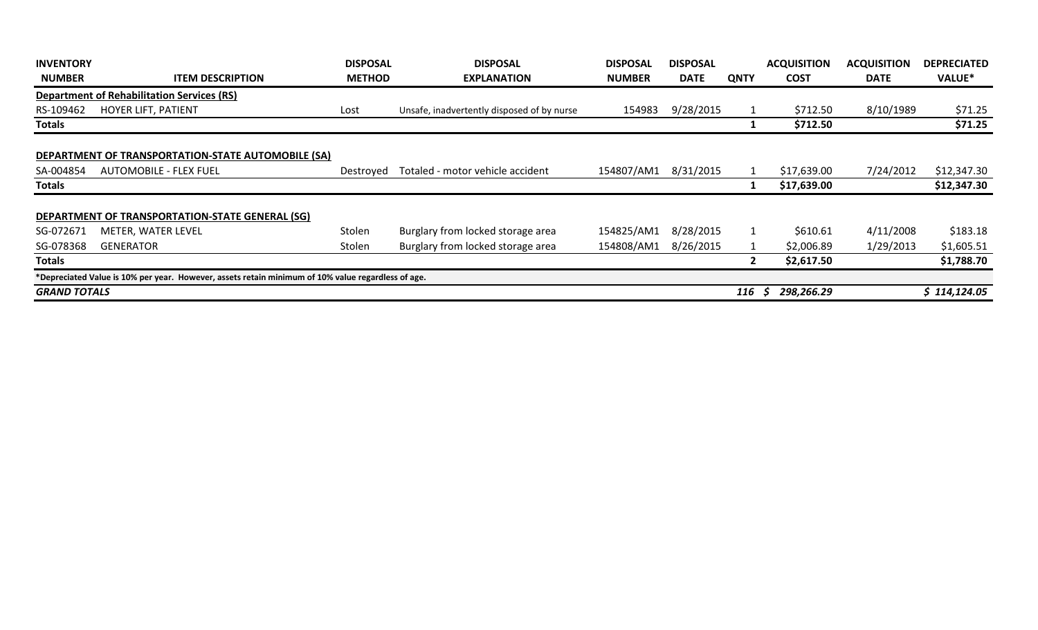| INVENTORY NUMBER | ITEM DESCRIPTION | DISPOSAL METHOD | DISPOSAL EXPLANATION | DISPOSAL NUMBER | DISPOSAL DATE | QNTY | ACQUISITION COST | ACQUISITION DATE | DEPRECIATED VALUE* |
|---|---|---|---|---|---|---|---|---|---|
| **Department of Rehabilitation Services (RS)** | | | | | | | | | |
| RS-109462 | HOYER LIFT, PATIENT | Lost | Unsafe, inadvertently disposed of by nurse | 154983 | 9/28/2015 | 1 | $712.50 | 8/10/1989 | $71.25 |
| **Totals** | | | | | | **1** | **$712.50** | | **$71.25** |
| **DEPARTMENT OF TRANSPORTATION-STATE AUTOMOBILE (SA)** | | | | | | | | | |
| SA-004854 | AUTOMOBILE - FLEX FUEL | Destroyed | Totaled - motor vehicle accident | 154807/AM1 | 8/31/2015 | 1 | $17,639.00 | 7/24/2012 | $12,347.30 |
| **Totals** | | | | | | **1** | **$17,639.00** | | **$12,347.30** |
| **DEPARTMENT OF TRANSPORTATION-STATE GENERAL (SG)** | | | | | | | | | |
| SG-072671 | METER, WATER LEVEL | Stolen | Burglary from locked storage area | 154825/AM1 | 8/28/2015 | 1 | $610.61 | 4/11/2008 | $183.18 |
| SG-078368 | GENERATOR | Stolen | Burglary from locked storage area | 154808/AM1 | 8/26/2015 | 1 | $2,006.89 | 1/29/2013 | $1,605.51 |
| **Totals** | | | | | | **2** | **$2,617.50** | | **$1,788.70** |
| ***Depreciated Value is 10% per year. However, assets retain minimum of 10% value regardless of age.** | | | | | | | | | |
| ***GRAND TOTALS*** | | | | | | ***116*** | ***$ 298,266.29*** | | ***$ 114,124.05*** |